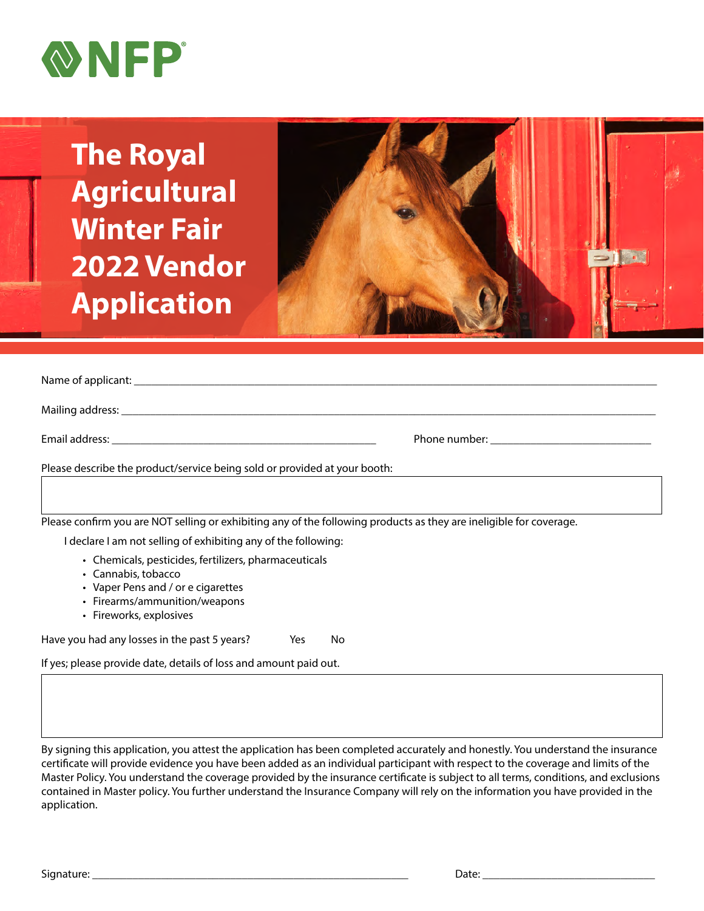NFP®

# The Royal Agricultural Winter Fair 2022 Vendor Application

Name of applicant: ______________________________________________

Mailing address: ______________________________________________

Email address: ______________________________ Phone number: ____________________

Please describe the product/service being sold or provided at your booth:

Please confirm you are NOT selling or exhibiting any of the following products as they are ineligible for coverage.

I declare I am not selling of exhibiting any of the following:

- Chemicals, pesticides, fertilizers, pharmaceuticals
- Cannabis, tobacco
- Vaper Pens and / or e cigarettes
- Firearms/ammunition/weapons
- Fireworks, explosives

Have you had any losses in the past 5 years? Yes No

If yes; please provide date, details of loss and amount paid out.

By signing this application, you attest the application has been completed accurately and honestly. You understand the insurance certificate will provide evidence you have been added as an individual participant with respect to the coverage and limits of the Master Policy. You understand the coverage provided by the insurance certificate is subject to all terms, conditions, and exclusions contained in Master policy. You further understand the Insurance Company will rely on the information you have provided in the application.

Signature: ______________________________ Date: ____________________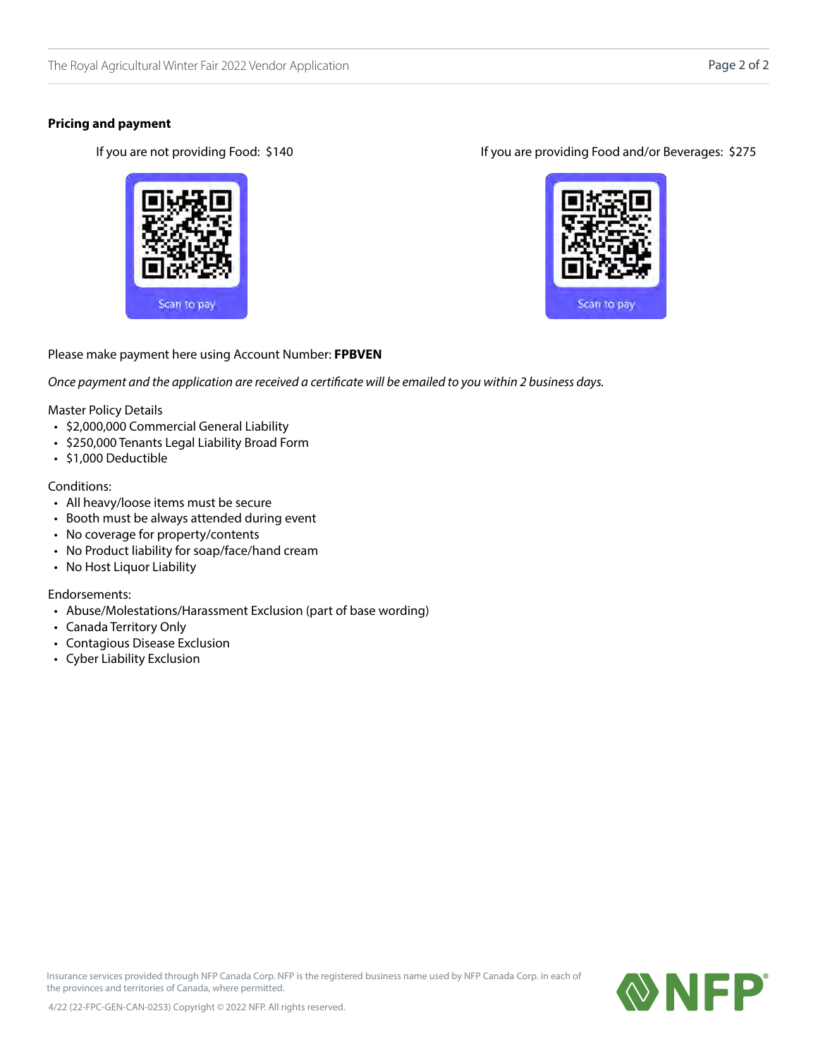**Pricing and payment**

If you are not providing Food: $140

Scan to pay

If you are providing Food and/or Beverages: $275

Scan to pay

Please make payment here using Account Number: **FPBVEN**

*Once payment and the application are received a certificate will be emailed to you within 2 business days.*

Master Policy Details
- $2,000,000 Commercial General Liability
- $250,000 Tenants Legal Liability Broad Form
- $1,000 Deductible

Conditions:
- All heavy/loose items must be secure
- Booth must be always attended during event
- No coverage for property/contents
- No Product liability for soap/face/hand cream
- No Host Liquor Liability

Endorsements:
- Abuse/Molestations/Harassment Exclusion (part of base wording)
- Canada Territory Only
- Contagious Disease Exclusion
- Cyber Liability Exclusion

Insurance services provided through NFP Canada Corp. NFP is the registered business name used by NFP Canada Corp. in each of the provinces and territories of Canada, where permitted.

4/22 (22-FPC-GEN-CAN-0253) Copyright © 2022 NFP. All rights reserved.